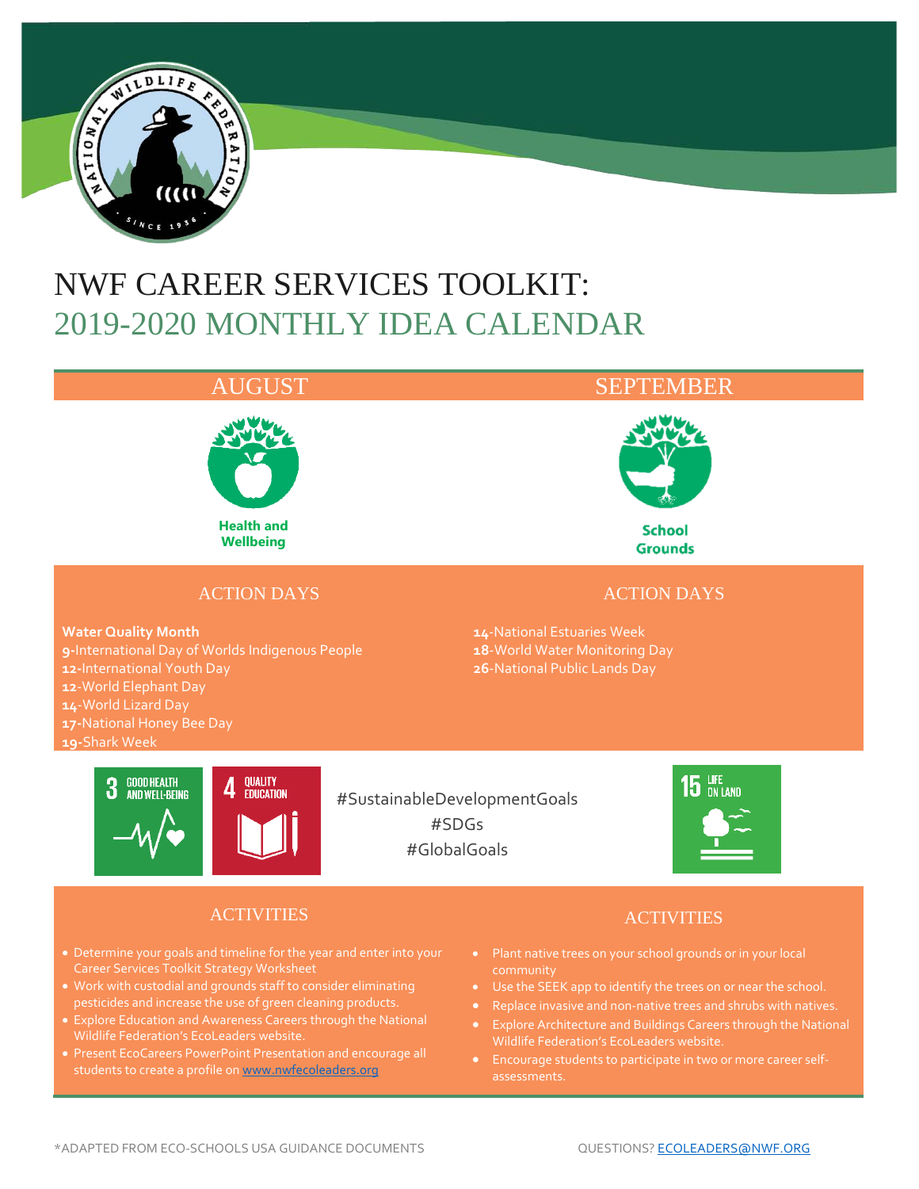# NWF CAREER SERVICES TOOLKIT:
## 2019-2020 MONTHLY IDEA CALENDAR

## AUGUST

**Health and Wellbeing**

### ACTION DAYS

**Water Quality Month**
**9**-International Day of Worlds Indigenous People
**12**-International Youth Day
**12**-World Elephant Day
**14**-World Lizard Day
**17**-National Honey Bee Day
**19**-Shark Week

3 GOOD HEALTH AND WELL-BEING

4 QUALITY EDUCATION

#SustainableDevelopmentGoals
#SDGs
#GlobalGoals

### ACTIVITIES

- Determine your goals and timeline for the year and enter into your Career Services Toolkit Strategy Worksheet
- Work with custodial and grounds staff to consider eliminating pesticides and increase the use of green cleaning products.
- Explore Education and Awareness Careers through the National Wildlife Federation's EcoLeaders website.
- Present EcoCareers PowerPoint Presentation and encourage all students to create a profile on www.nwfecoleaders.org

## SEPTEMBER

**School Grounds**

### ACTION DAYS

**14**-National Estuaries Week
**18**-World Water Monitoring Day
**26**-National Public Lands Day

15 LIFE ON LAND

### ACTIVITIES

- Plant native trees on your school grounds or in your local community
- Use the SEEK app to identify the trees on or near the school.
- Replace invasive and non-native trees and shrubs with natives.
- Explore Architecture and Buildings Careers through the National Wildlife Federation's EcoLeaders website.
- Encourage students to participate in two or more career self-assessments.

*ADAPTED FROM ECO-SCHOOLS USA GUIDANCE DOCUMENTS

QUESTIONS? ECOLEADERS@NWF.ORG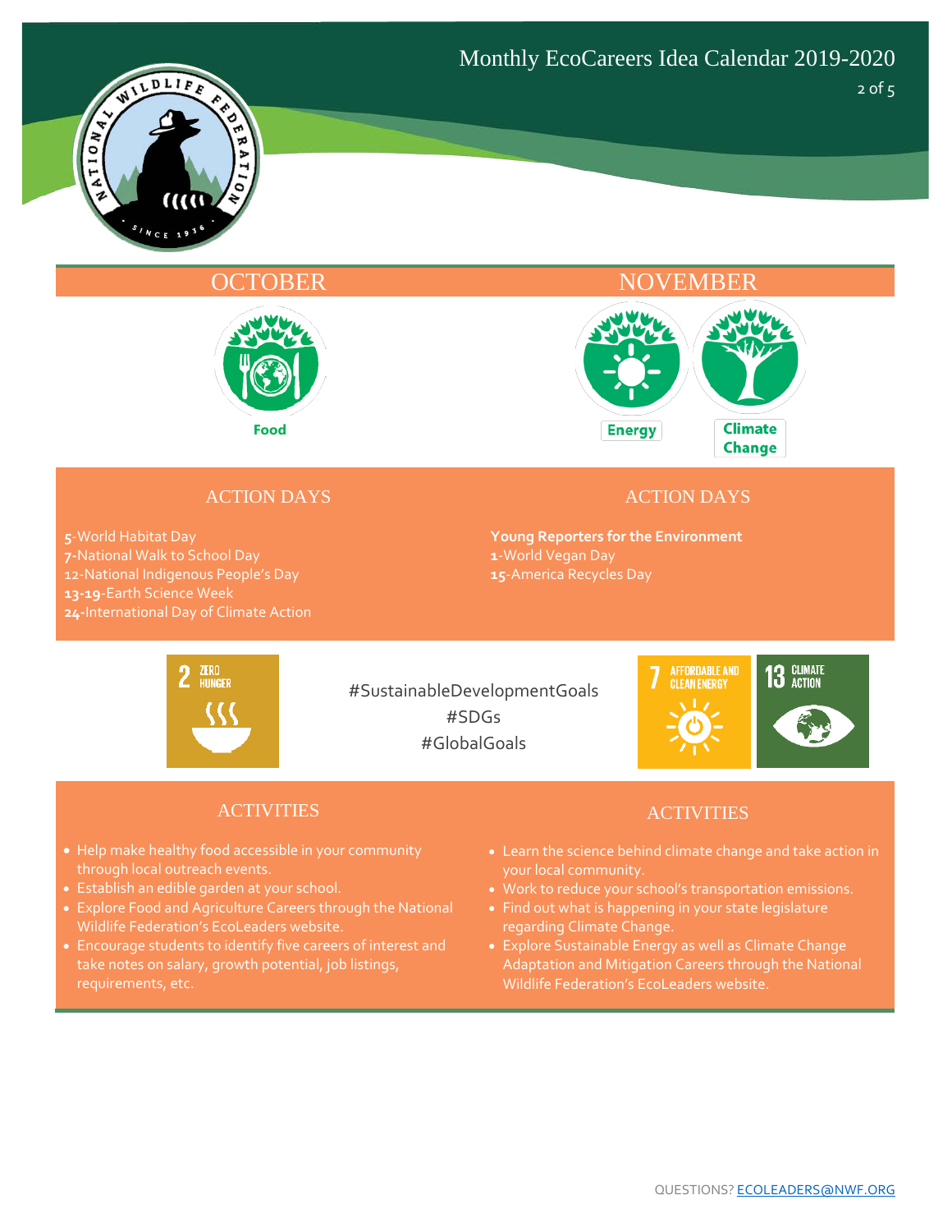# Monthly EcoCareers Idea Calendar 2019-2020

## OCTOBER

Food

### ACTION DAYS

**5**-World Habitat Day
**7**-National Walk to School Day
12-National Indigenous People's Day
**13-19**-Earth Science Week
**24**-International Day of Climate Action

### ACTIVITIES

- Help make healthy food accessible in your community through local outreach events.
- Establish an edible garden at your school.
- Explore Food and Agriculture Careers through the National Wildlife Federation's EcoLeaders website.
- Encourage students to identify five careers of interest and take notes on salary, growth potential, job listings, requirements, etc.

## NOVEMBER

Energy | Climate Change

### ACTION DAYS

**Young Reporters for the Environment**
**1**-World Vegan Day
**15**-America Recycles Day

### ACTIVITIES

- Learn the science behind climate change and take action in your local community.
- Work to reduce your school's transportation emissions.
- Find out what is happening in your state legislature regarding Climate Change.
- Explore Sustainable Energy as well as Climate Change Adaptation and Mitigation Careers through the National Wildlife Federation's EcoLeaders website.

2 ZERO HUNGER | 7 AFFORDABLE AND CLEAN ENERGY | 13 CLIMATE ACTION

#SustainableDevelopmentGoals
#SDGs
#GlobalGoals

QUESTIONS? ECOLEADERS@NWF.ORG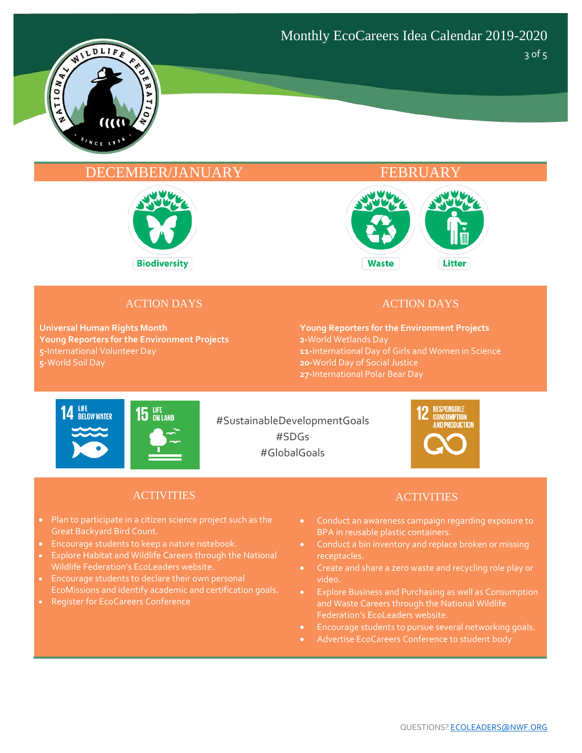# Monthly EcoCareers Idea Calendar 2019-2020

## DECEMBER/JANUARY

Biodiversity

### ACTION DAYS

**Universal Human Rights Month**
**Young Reporters for the Environment Projects**
**5**-International Volunteer Day
**5**-World Soil Day

14 LIFE BELOW WATER

15 LIFE ON LAND

#SustainableDevelopmentGoals
#SDGs
#GlobalGoals

### ACTIVITIES

- Plan to participate in a citizen science project such as the Great Backyard Bird Count.
- Encourage students to keep a nature notebook.
- Explore Habitat and Wildlife Careers through the National Wildlife Federation's EcoLeaders website.
- Encourage students to declare their own personal EcoMissions and identify academic and certification goals.
- Register for EcoCareers Conference

## FEBRUARY

Waste

Litter

### ACTION DAYS

**Young Reporters for the Environment Projects**
**2**-World Wetlands Day
**11**-International Day of Girls and Women in Science
**20**-World Day of Social Justice
**27**-International Polar Bear Day

12 RESPONSIBLE CONSUMPTION AND PRODUCTION

### ACTIVITIES

- Conduct an awareness campaign regarding exposure to BPA in reusable plastic containers.
- Conduct a bin inventory and replace broken or missing receptacles.
- Create and share a zero waste and recycling role play or video.
- Explore Business and Purchasing as well as Consumption and Waste Careers through the National Wildlife Federation's EcoLeaders website.
- Encourage students to pursue several networking goals.
- Advertise EcoCareers Conference to student body

QUESTIONS? ECOLEADERS@NWF.ORG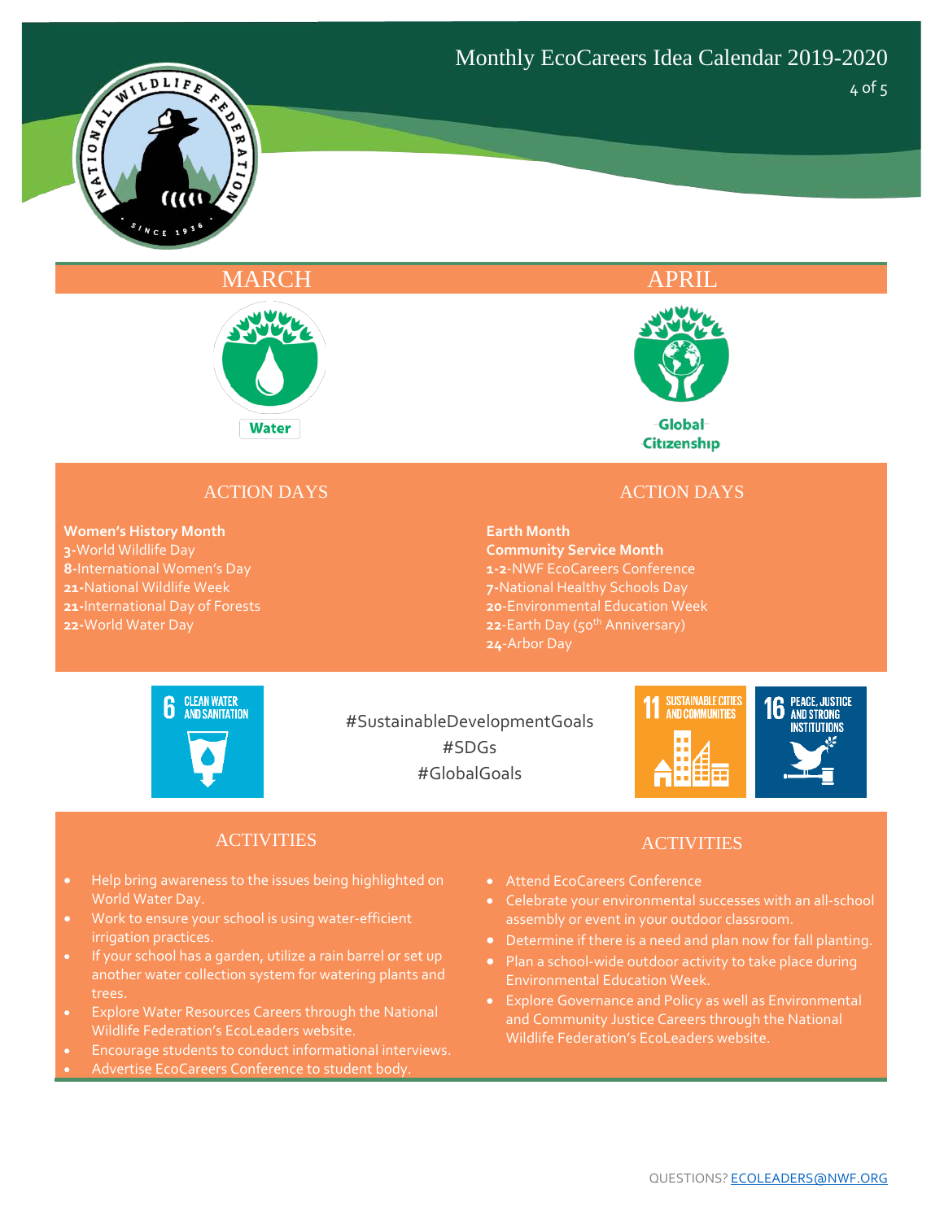# Monthly EcoCareers Idea Calendar 2019-2020

## MARCH

Water

### ACTION DAYS

**Women's History Month**
**3**-World Wildlife Day
**8**-International Women's Day
**21**-National Wildlife Week
**21**-International Day of Forests
**22**-World Water Day

6 CLEAN WATER AND SANITATION

### ACTIVITIES

- Help bring awareness to the issues being highlighted on World Water Day.
- Work to ensure your school is using water-efficient irrigation practices.
- If your school has a garden, utilize a rain barrel or set up another water collection system for watering plants and trees.
- Explore Water Resources Careers through the National Wildlife Federation's EcoLeaders website.
- Encourage students to conduct informational interviews.
- Advertise EcoCareers Conference to student body.

## APRIL

Global Citizenship

### ACTION DAYS

**Earth Month**
**Community Service Month**
**1-2**-NWF EcoCareers Conference
**7**-National Healthy Schools Day
**20**-Environmental Education Week
**22**-Earth Day (50th Anniversary)
**24**-Arbor Day

11 SUSTAINABLE CITIES AND COMMUNITIES

16 PEACE, JUSTICE AND STRONG INSTITUTIONS

### ACTIVITIES

- Attend EcoCareers Conference
- Celebrate your environmental successes with an all-school assembly or event in your outdoor classroom.
- Determine if there is a need and plan now for fall planting.
- Plan a school-wide outdoor activity to take place during Environmental Education Week.
- Explore Governance and Policy as well as Environmental and Community Justice Careers through the National Wildlife Federation's EcoLeaders website.

#SustainableDevelopmentGoals
#SDGs
#GlobalGoals

QUESTIONS? ECOLEADERS@NWF.ORG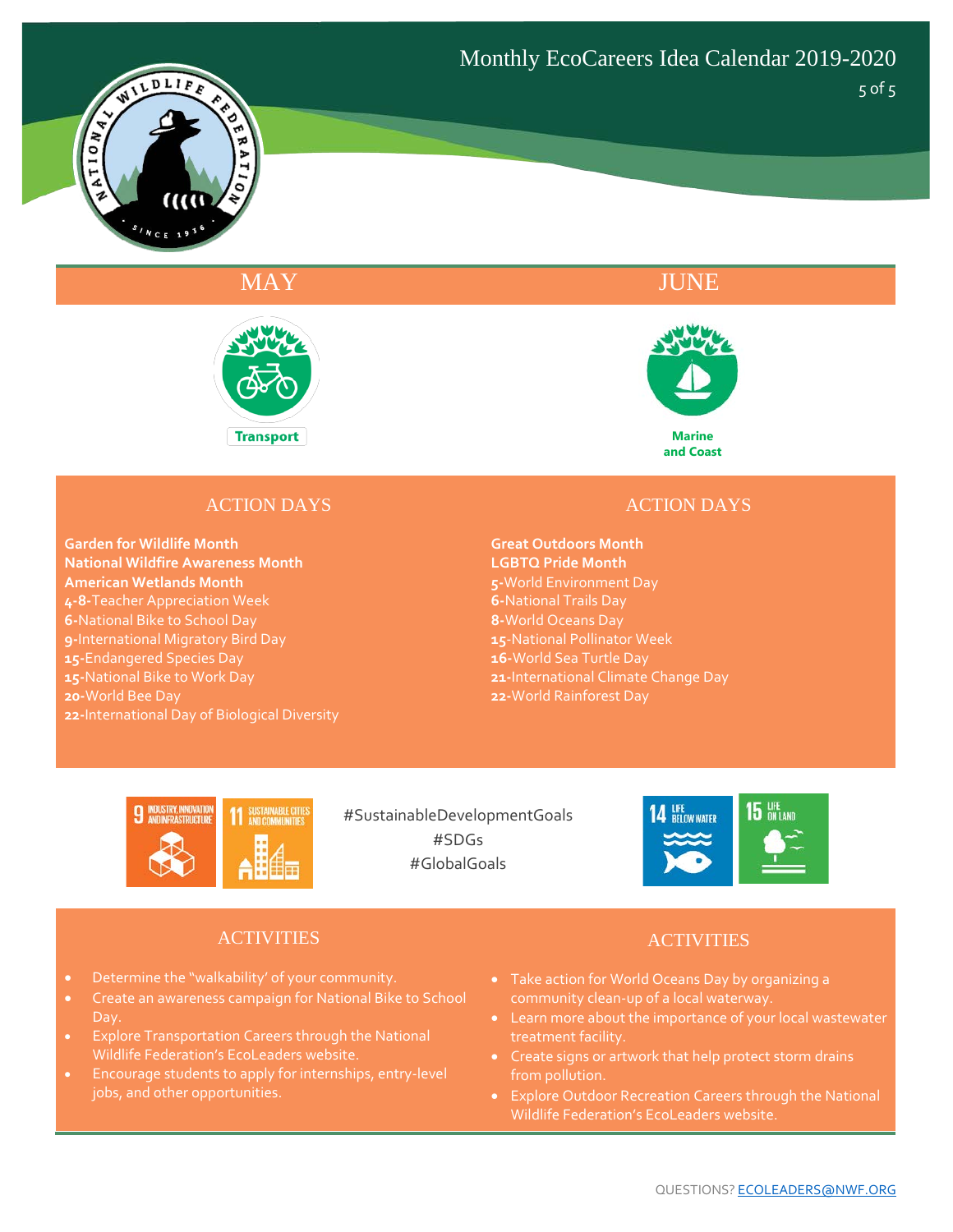# Monthly EcoCareers Idea Calendar 2019-2020

## MAY

Transport

### ACTION DAYS

**Garden for Wildlife Month**
**National Wildfire Awareness Month**
**American Wetlands Month**
**4-8**-Teacher Appreciation Week
**6**-National Bike to School Day
**9**-International Migratory Bird Day
**15**-Endangered Species Day
**15**-National Bike to Work Day
**20**-World Bee Day
**22**-International Day of Biological Diversity

### ACTIVITIES

- Determine the "walkability' of your community.
- Create an awareness campaign for National Bike to School Day.
- Explore Transportation Careers through the National Wildlife Federation's EcoLeaders website.
- Encourage students to apply for internships, entry-level jobs, and other opportunities.

## JUNE

Marine and Coast

### ACTION DAYS

**Great Outdoors Month**
**LGBTQ Pride Month**
**5**-World Environment Day
**6**-National Trails Day
**8**-World Oceans Day
**15**-National Pollinator Week
**16**-World Sea Turtle Day
**21**-International Climate Change Day
**22**-World Rainforest Day

### ACTIVITIES

- Take action for World Oceans Day by organizing a community clean-up of a local waterway.
- Learn more about the importance of your local wastewater treatment facility.
- Create signs or artwork that help protect storm drains from pollution.
- Explore Outdoor Recreation Careers through the National Wildlife Federation's EcoLeaders website.

---

9 INDUSTRY, INNOVATION AND INFRASTRUCTURE
11 SUSTAINABLE CITIES AND COMMUNITIES
14 LIFE BELOW WATER
15 LIFE ON LAND

#SustainableDevelopmentGoals
#SDGs
#GlobalGoals

QUESTIONS? ECOLEADERS@NWF.ORG